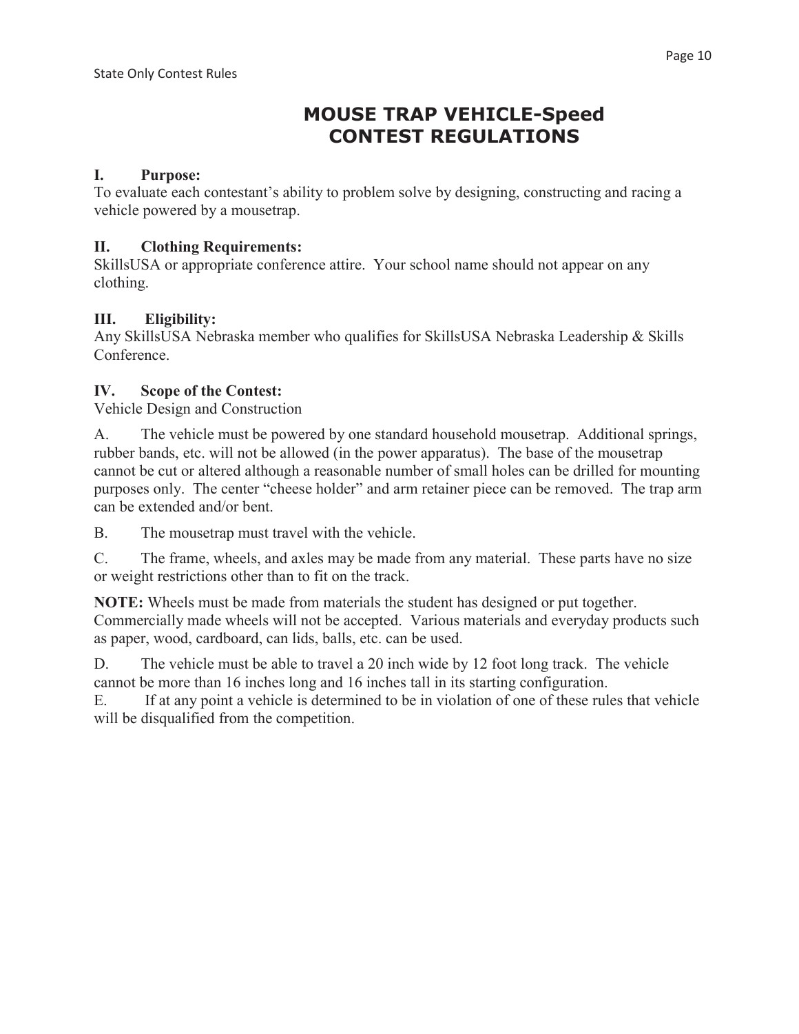State Only Contest Rules

# MOUSE TRAP VEHICLE-Speed
# CONTEST REGULATIONS

## I. Purpose:

To evaluate each contestant's ability to problem solve by designing, constructing and racing a vehicle powered by a mousetrap.

## II. Clothing Requirements:

SkillsUSA or appropriate conference attire. Your school name should not appear on any clothing.

## III. Eligibility:

Any SkillsUSA Nebraska member who qualifies for SkillsUSA Nebraska Leadership & Skills Conference.

## IV. Scope of the Contest:

Vehicle Design and Construction

A. The vehicle must be powered by one standard household mousetrap. Additional springs, rubber bands, etc. will not be allowed (in the power apparatus). The base of the mousetrap cannot be cut or altered although a reasonable number of small holes can be drilled for mounting purposes only. The center "cheese holder" and arm retainer piece can be removed. The trap arm can be extended and/or bent.

B. The mousetrap must travel with the vehicle.

C. The frame, wheels, and axles may be made from any material. These parts have no size or weight restrictions other than to fit on the track.

**NOTE:** Wheels must be made from materials the student has designed or put together. Commercially made wheels will not be accepted. Various materials and everyday products such as paper, wood, cardboard, can lids, balls, etc. can be used.

D. The vehicle must be able to travel a 20 inch wide by 12 foot long track. The vehicle cannot be more than 16 inches long and 16 inches tall in its starting configuration.

E. If at any point a vehicle is determined to be in violation of one of these rules that vehicle will be disqualified from the competition.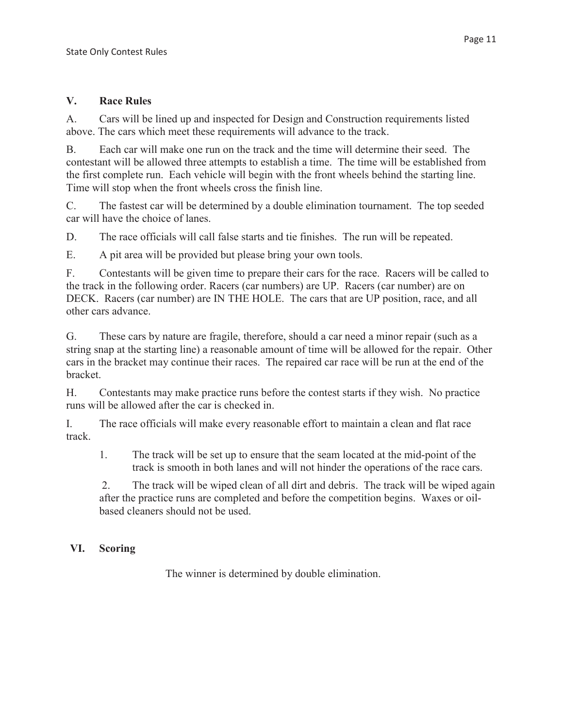## V. Race Rules

A. Cars will be lined up and inspected for Design and Construction requirements listed above. The cars which meet these requirements will advance to the track.

B. Each car will make one run on the track and the time will determine their seed. The contestant will be allowed three attempts to establish a time. The time will be established from the first complete run. Each vehicle will begin with the front wheels behind the starting line. Time will stop when the front wheels cross the finish line.

C. The fastest car will be determined by a double elimination tournament. The top seeded car will have the choice of lanes.

D. The race officials will call false starts and tie finishes. The run will be repeated.

E. A pit area will be provided but please bring your own tools.

F. Contestants will be given time to prepare their cars for the race. Racers will be called to the track in the following order. Racers (car numbers) are UP. Racers (car number) are on DECK. Racers (car number) are IN THE HOLE. The cars that are UP position, race, and all other cars advance.

G. These cars by nature are fragile, therefore, should a car need a minor repair (such as a string snap at the starting line) a reasonable amount of time will be allowed for the repair. Other cars in the bracket may continue their races. The repaired car race will be run at the end of the bracket.

H. Contestants may make practice runs before the contest starts if they wish. No practice runs will be allowed after the car is checked in.

I. The race officials will make every reasonable effort to maintain a clean and flat race track.

1. The track will be set up to ensure that the seam located at the mid-point of the track is smooth in both lanes and will not hinder the operations of the race cars.
2. The track will be wiped clean of all dirt and debris. The track will be wiped again after the practice runs are completed and before the competition begins. Waxes or oil-based cleaners should not be used.

## VI. Scoring

The winner is determined by double elimination.